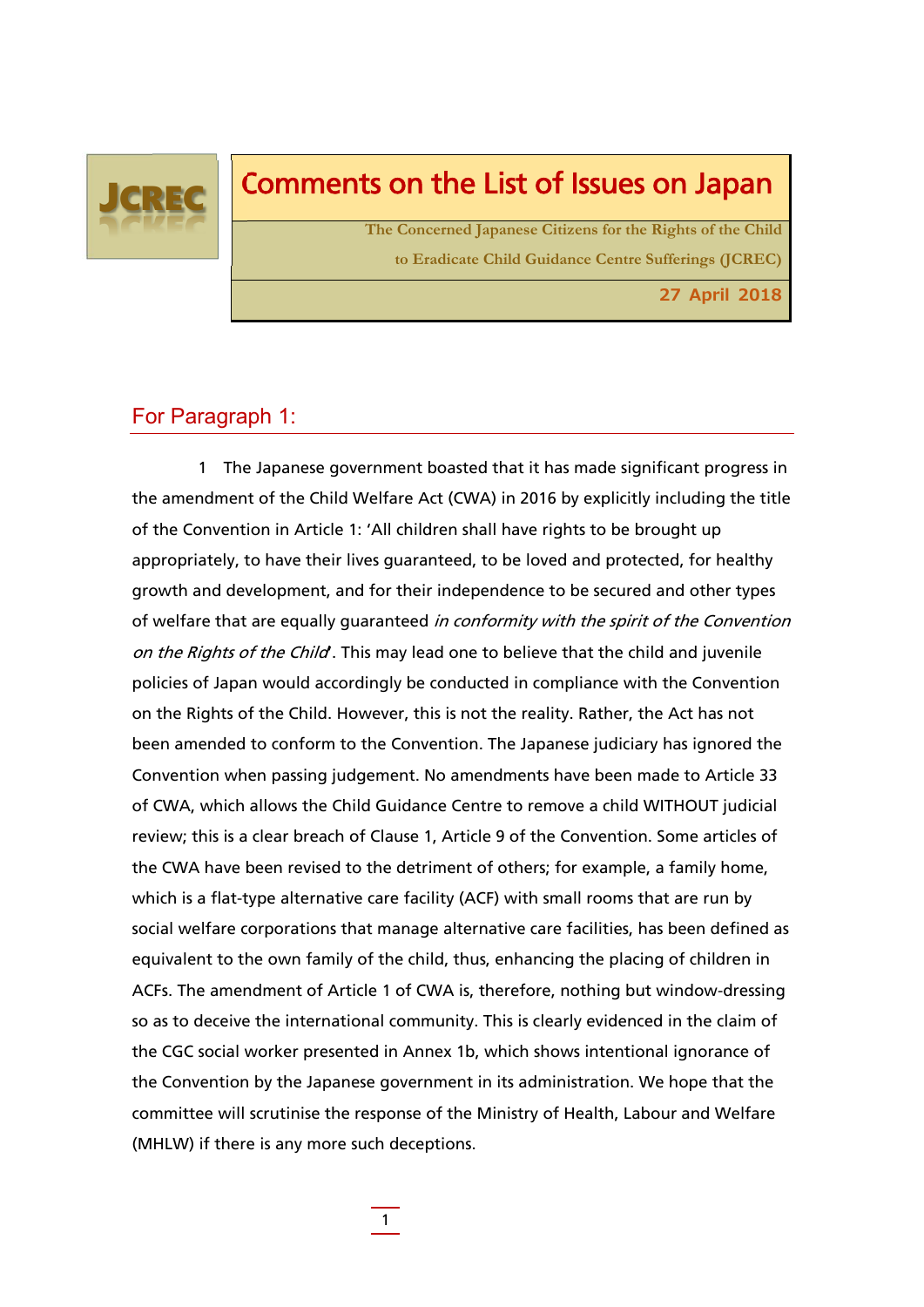# Comments on the List of Issues on Japan

**The Concerned Japanese Citizens for the Rights of the Child to Eradicate Child Guidance Centre Sufferings (JCREC)**

**27 April 2018**

## For Paragraph 1:

1 The Japanese government boasted that it has made significant progress in the amendment of the Child Welfare Act (CWA) in 2016 by explicitly including the title of the Convention in Article 1: 'All children shall have rights to be brought up appropriately, to have their lives guaranteed, to be loved and protected, for healthy growth and development, and for their independence to be secured and other types of welfare that are equally guaranteed *in conformity with the spirit of the Convention on the Rights of the Child*'. This may lead one to believe that the child and juvenile policies of Japan would accordingly be conducted in compliance with the Convention on the Rights of the Child. However, this is not the reality. Rather, the Act has not been amended to conform to the Convention. The Japanese judiciary has ignored the Convention when passing judgement. No amendments have been made to Article 33 of CWA, which allows the Child Guidance Centre to remove a child WITHOUT judicial review; this is a clear breach of Clause 1, Article 9 of the Convention. Some articles of the CWA have been revised to the detriment of others; for example, a family home, which is a flat-type alternative care facility (ACF) with small rooms that are run by social welfare corporations that manage alternative care facilities, has been defined as equivalent to the own family of the child, thus, enhancing the placing of children in ACFs. The amendment of Article 1 of CWA is, therefore, nothing but window-dressing so as to deceive the international community. This is clearly evidenced in the claim of the CGC social worker presented in Annex 1b, which shows intentional ignorance of the Convention by the Japanese government in its administration. We hope that the committee will scrutinise the response of the Ministry of Health, Labour and Welfare (MHLW) if there is any more such deceptions.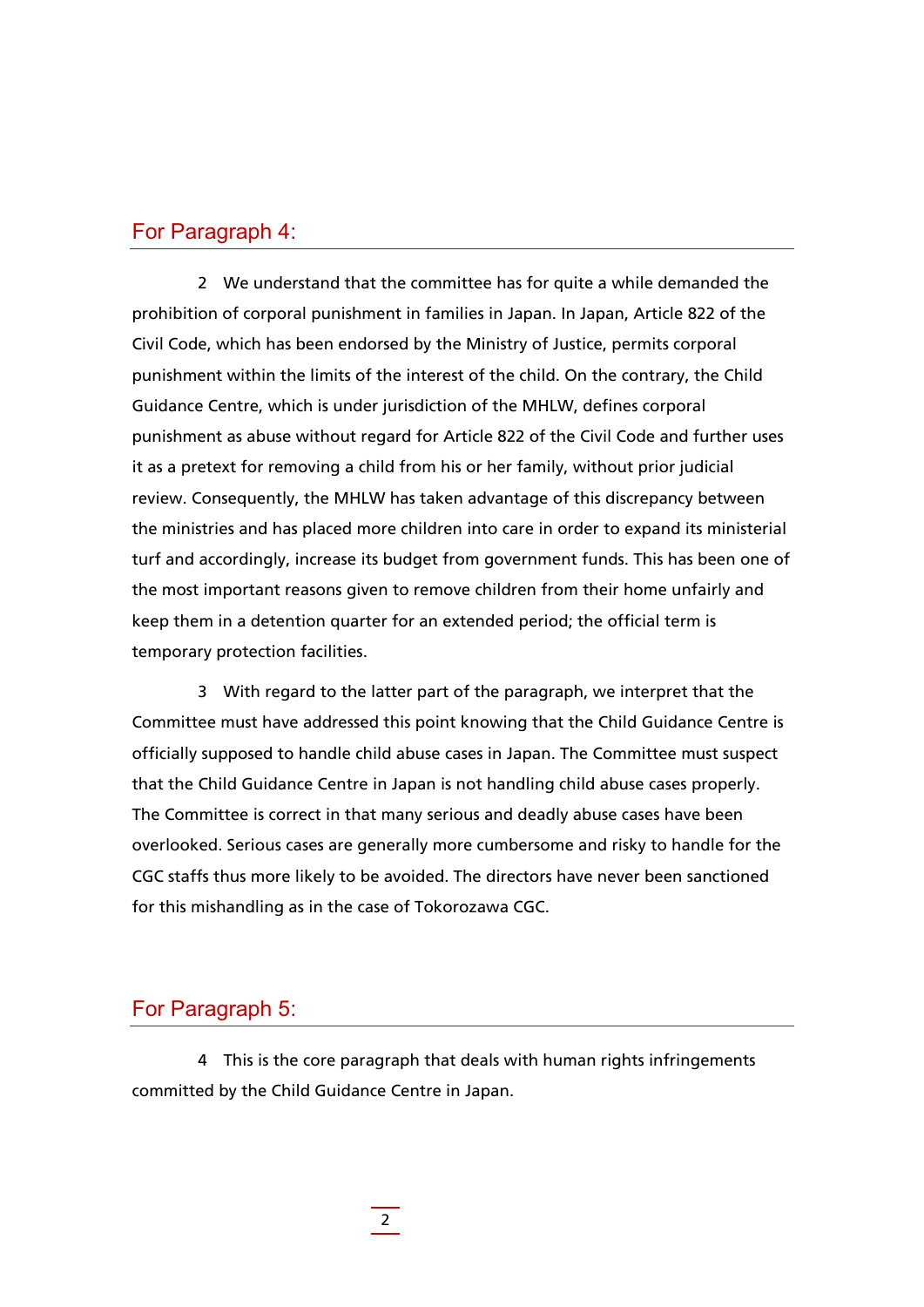## For Paragraph 4:

2 We understand that the committee has for quite a while demanded the prohibition of corporal punishment in families in Japan. In Japan, Article 822 of the Civil Code, which has been endorsed by the Ministry of Justice, permits corporal punishment within the limits of the interest of the child. On the contrary, the Child Guidance Centre, which is under jurisdiction of the MHLW, defines corporal punishment as abuse without regard for Article 822 of the Civil Code and further uses it as a pretext for removing a child from his or her family, without prior judicial review. Consequently, the MHLW has taken advantage of this discrepancy between the ministries and has placed more children into care in order to expand its ministerial turf and accordingly, increase its budget from government funds. This has been one of the most important reasons given to remove children from their home unfairly and keep them in a detention quarter for an extended period; the official term is temporary protection facilities.

3 With regard to the latter part of the paragraph, we interpret that the Committee must have addressed this point knowing that the Child Guidance Centre is officially supposed to handle child abuse cases in Japan. The Committee must suspect that the Child Guidance Centre in Japan is not handling child abuse cases properly. The Committee is correct in that many serious and deadly abuse cases have been overlooked. Serious cases are generally more cumbersome and risky to handle for the CGC staffs thus more likely to be avoided. The directors have never been sanctioned for this mishandling as in the case of Tokorozawa CGC.

## For Paragraph 5:

4 This is the core paragraph that deals with human rights infringements committed by the Child Guidance Centre in Japan.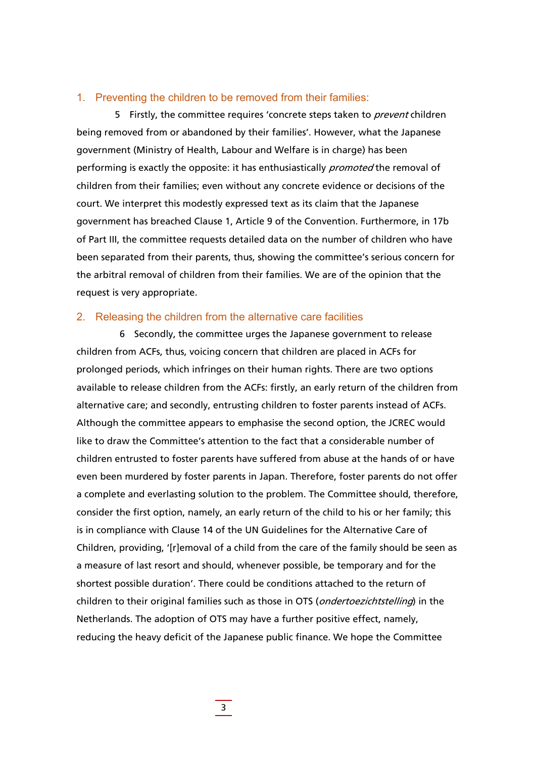## 1. Preventing the children to be removed from their families:

5 Firstly, the committee requires 'concrete steps taken to *prevent* children being removed from or abandoned by their families'. However, what the Japanese government (Ministry of Health, Labour and Welfare is in charge) has been performing is exactly the opposite: it has enthusiastically *promoted* the removal of children from their families; even without any concrete evidence or decisions of the court. We interpret this modestly expressed text as its claim that the Japanese government has breached Clause 1, Article 9 of the Convention. Furthermore, in 17b of Part III, the committee requests detailed data on the number of children who have been separated from their parents, thus, showing the committee's serious concern for the arbitral removal of children from their families. We are of the opinion that the request is very appropriate.

## 2. Releasing the children from the alternative care facilities

6 Secondly, the committee urges the Japanese government to release children from ACFs, thus, voicing concern that children are placed in ACFs for prolonged periods, which infringes on their human rights. There are two options available to release children from the ACFs: firstly, an early return of the children from alternative care; and secondly, entrusting children to foster parents instead of ACFs. Although the committee appears to emphasise the second option, the JCREC would like to draw the Committee's attention to the fact that a considerable number of children entrusted to foster parents have suffered from abuse at the hands of or have even been murdered by foster parents in Japan. Therefore, foster parents do not offer a complete and everlasting solution to the problem. The Committee should, therefore, consider the first option, namely, an early return of the child to his or her family; this is in compliance with Clause 14 of the UN Guidelines for the Alternative Care of Children, providing, '[r]emoval of a child from the care of the family should be seen as a measure of last resort and should, whenever possible, be temporary and for the shortest possible duration'. There could be conditions attached to the return of children to their original families such as those in OTS (*ondertoezichtstelling*) in the Netherlands. The adoption of OTS may have a further positive effect, namely, reducing the heavy deficit of the Japanese public finance. We hope the Committee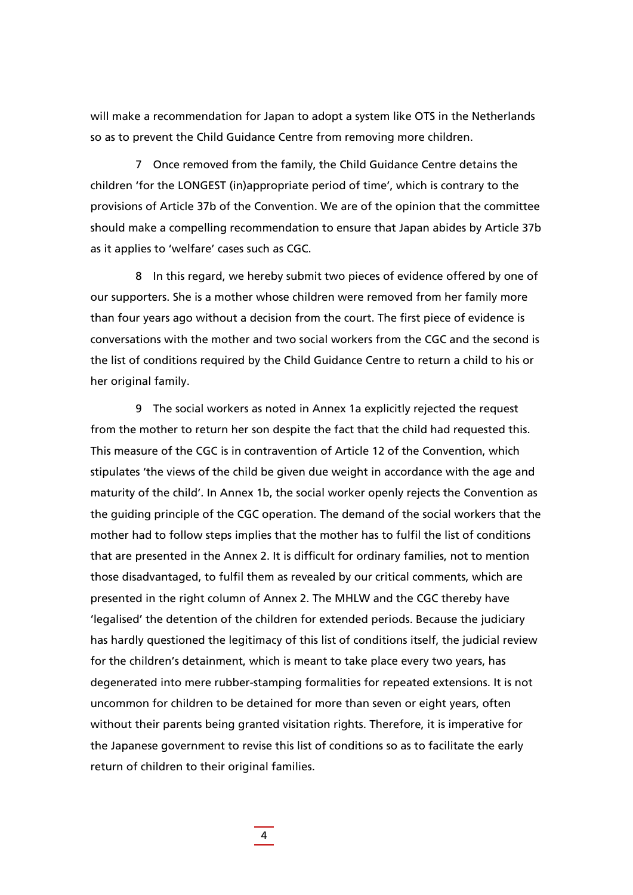will make a recommendation for Japan to adopt a system like OTS in the Netherlands so as to prevent the Child Guidance Centre from removing more children.

7 Once removed from the family, the Child Guidance Centre detains the children 'for the LONGEST (in)appropriate period of time', which is contrary to the provisions of Article 37b of the Convention. We are of the opinion that the committee should make a compelling recommendation to ensure that Japan abides by Article 37b as it applies to 'welfare' cases such as CGC.

8 In this regard, we hereby submit two pieces of evidence offered by one of our supporters. She is a mother whose children were removed from her family more than four years ago without a decision from the court. The first piece of evidence is conversations with the mother and two social workers from the CGC and the second is the list of conditions required by the Child Guidance Centre to return a child to his or her original family.

9 The social workers as noted in Annex 1a explicitly rejected the request from the mother to return her son despite the fact that the child had requested this. This measure of the CGC is in contravention of Article 12 of the Convention, which stipulates 'the views of the child be given due weight in accordance with the age and maturity of the child'. In Annex 1b, the social worker openly rejects the Convention as the guiding principle of the CGC operation. The demand of the social workers that the mother had to follow steps implies that the mother has to fulfil the list of conditions that are presented in the Annex 2. It is difficult for ordinary families, not to mention those disadvantaged, to fulfil them as revealed by our critical comments, which are presented in the right column of Annex 2. The MHLW and the CGC thereby have 'legalised' the detention of the children for extended periods. Because the judiciary has hardly questioned the legitimacy of this list of conditions itself, the judicial review for the children's detainment, which is meant to take place every two years, has degenerated into mere rubber-stamping formalities for repeated extensions. It is not uncommon for children to be detained for more than seven or eight years, often without their parents being granted visitation rights. Therefore, it is imperative for the Japanese government to revise this list of conditions so as to facilitate the early return of children to their original families.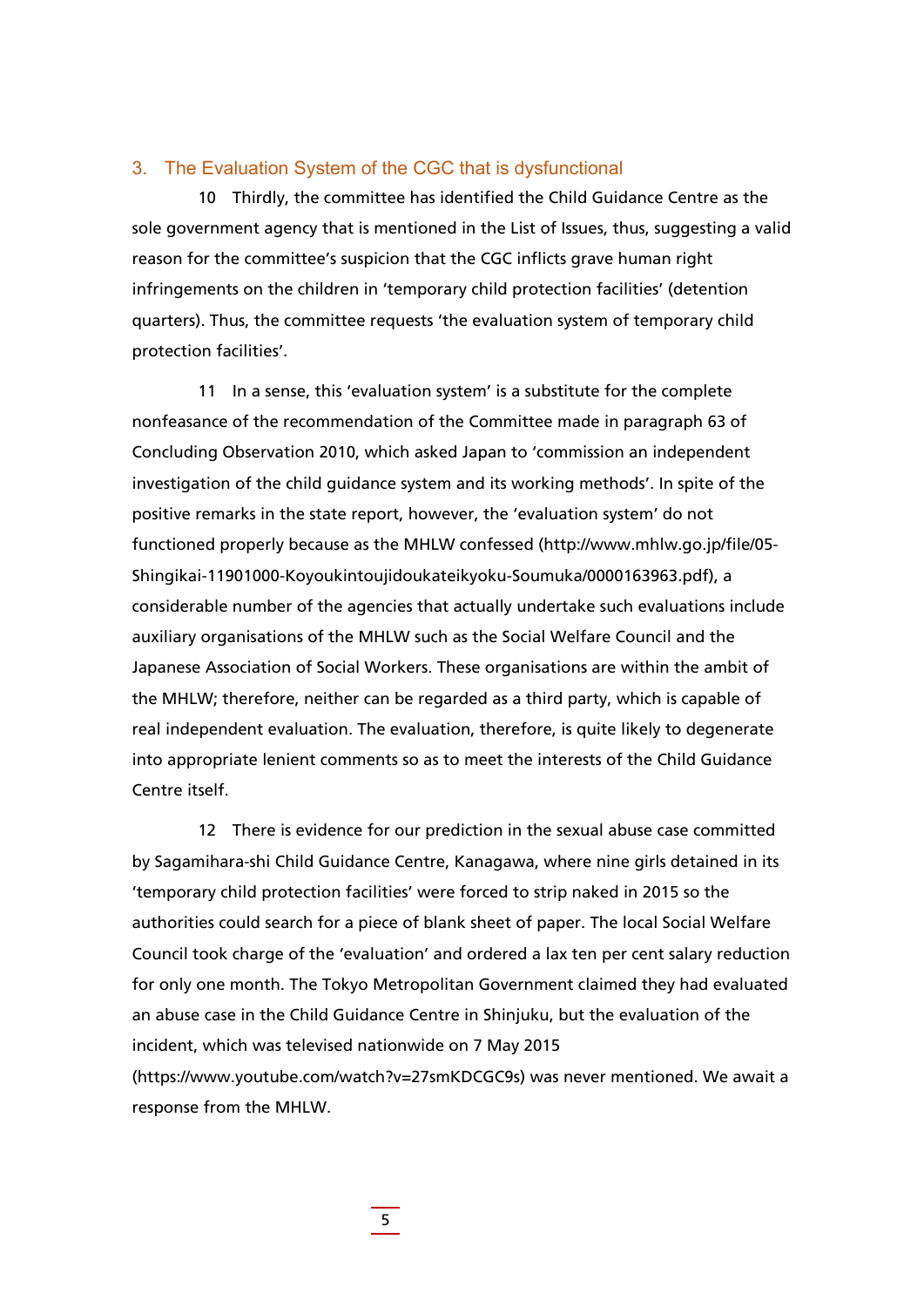## 3. The Evaluation System of the CGC that is dysfunctional

10 Thirdly, the committee has identified the Child Guidance Centre as the sole government agency that is mentioned in the List of Issues, thus, suggesting a valid reason for the committee's suspicion that the CGC inflicts grave human right infringements on the children in 'temporary child protection facilities' (detention quarters). Thus, the committee requests 'the evaluation system of temporary child protection facilities'.

11 In a sense, this 'evaluation system' is a substitute for the complete nonfeasance of the recommendation of the Committee made in paragraph 63 of Concluding Observation 2010, which asked Japan to 'commission an independent investigation of the child guidance system and its working methods'. In spite of the positive remarks in the state report, however, the 'evaluation system' do not functioned properly because as the MHLW confessed (http://www.mhlw.go.jp/file/05-Shingikai-11901000-Koyoukintoujidoukateikyoku-Soumuka/0000163963.pdf), a considerable number of the agencies that actually undertake such evaluations include auxiliary organisations of the MHLW such as the Social Welfare Council and the Japanese Association of Social Workers. These organisations are within the ambit of the MHLW; therefore, neither can be regarded as a third party, which is capable of real independent evaluation. The evaluation, therefore, is quite likely to degenerate into appropriate lenient comments so as to meet the interests of the Child Guidance Centre itself.

12 There is evidence for our prediction in the sexual abuse case committed by Sagamihara-shi Child Guidance Centre, Kanagawa, where nine girls detained in its 'temporary child protection facilities' were forced to strip naked in 2015 so the authorities could search for a piece of blank sheet of paper. The local Social Welfare Council took charge of the 'evaluation' and ordered a lax ten per cent salary reduction for only one month. The Tokyo Metropolitan Government claimed they had evaluated an abuse case in the Child Guidance Centre in Shinjuku, but the evaluation of the incident, which was televised nationwide on 7 May 2015 (https://www.youtube.com/watch?v=27smKDCGC9s) was never mentioned. We await a response from the MHLW.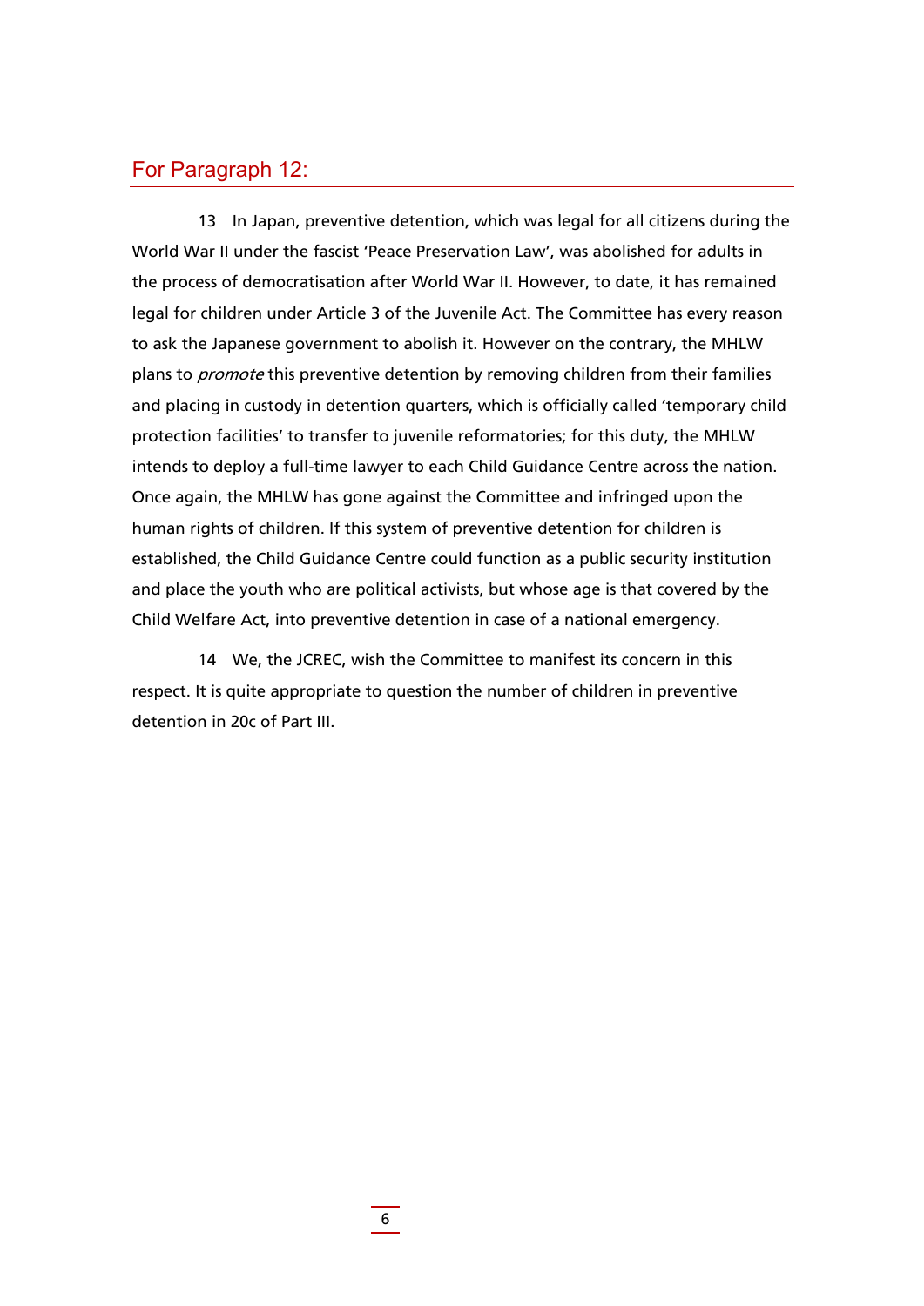## For Paragraph 12:

13 In Japan, preventive detention, which was legal for all citizens during the World War II under the fascist 'Peace Preservation Law', was abolished for adults in the process of democratisation after World War II. However, to date, it has remained legal for children under Article 3 of the Juvenile Act. The Committee has every reason to ask the Japanese government to abolish it. However on the contrary, the MHLW plans to *promote* this preventive detention by removing children from their families and placing in custody in detention quarters, which is officially called 'temporary child protection facilities' to transfer to juvenile reformatories; for this duty, the MHLW intends to deploy a full-time lawyer to each Child Guidance Centre across the nation. Once again, the MHLW has gone against the Committee and infringed upon the human rights of children. If this system of preventive detention for children is established, the Child Guidance Centre could function as a public security institution and place the youth who are political activists, but whose age is that covered by the Child Welfare Act, into preventive detention in case of a national emergency.

14 We, the JCREC, wish the Committee to manifest its concern in this respect. It is quite appropriate to question the number of children in preventive detention in 20c of Part III.